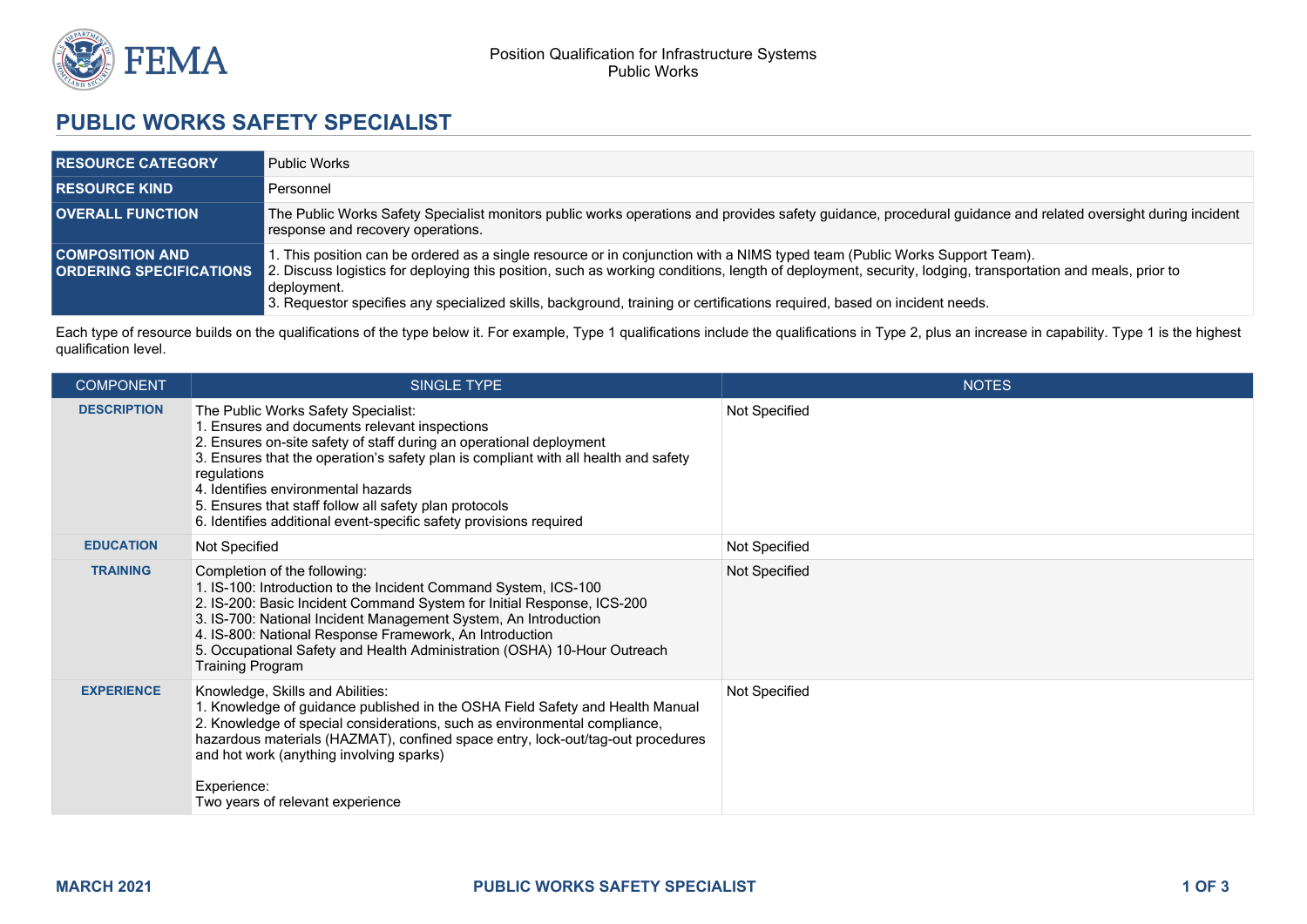# PUBLIC WORKS SAFETY SPECIALIST

| | |
|---|---|
| **RESOURCE CATEGORY** | Public Works |
| **RESOURCE KIND** | Personnel |
| **OVERALL FUNCTION** | The Public Works Safety Specialist monitors public works operations and provides safety guidance, procedural guidance and related oversight during incident response and recovery operations. |
| **COMPOSITION AND ORDERING SPECIFICATIONS** | 1. This position can be ordered as a single resource or in conjunction with a NIMS typed team (Public Works Support Team).<br>2. Discuss logistics for deploying this position, such as working conditions, length of deployment, security, lodging, transportation and meals, prior to deployment.<br>3. Requestor specifies any specialized skills, background, training or certifications required, based on incident needs. |

Each type of resource builds on the qualifications of the type below it. For example, Type 1 qualifications include the qualifications in Type 2, plus an increase in capability. Type 1 is the highest qualification level.

| COMPONENT | SINGLE TYPE | NOTES |
|---|---|---|
| **DESCRIPTION** | The Public Works Safety Specialist:<br>1. Ensures and documents relevant inspections<br>2. Ensures on-site safety of staff during an operational deployment<br>3. Ensures that the operation's safety plan is compliant with all health and safety regulations<br>4. Identifies environmental hazards<br>5. Ensures that staff follow all safety plan protocols<br>6. Identifies additional event-specific safety provisions required | Not Specified |
| **EDUCATION** | Not Specified | Not Specified |
| **TRAINING** | Completion of the following:<br>1. IS-100: Introduction to the Incident Command System, ICS-100<br>2. IS-200: Basic Incident Command System for Initial Response, ICS-200<br>3. IS-700: National Incident Management System, An Introduction<br>4. IS-800: National Response Framework, An Introduction<br>5. Occupational Safety and Health Administration (OSHA) 10-Hour Outreach Training Program | Not Specified |
| **EXPERIENCE** | Knowledge, Skills and Abilities:<br>1. Knowledge of guidance published in the OSHA Field Safety and Health Manual<br>2. Knowledge of special considerations, such as environmental compliance, hazardous materials (HAZMAT), confined space entry, lock-out/tag-out procedures and hot work (anything involving sparks)<br><br>Experience:<br>Two years of relevant experience | Not Specified |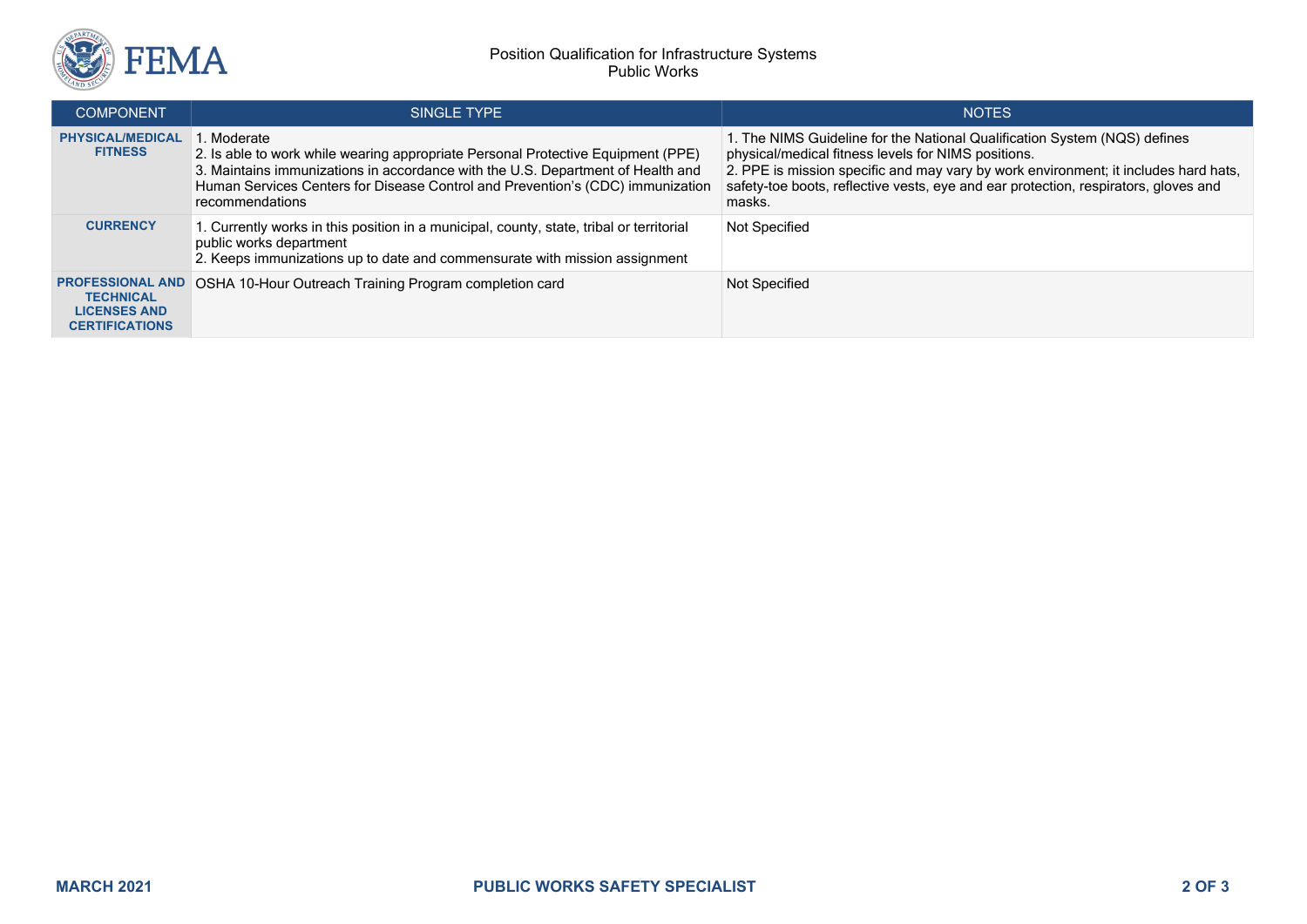| COMPONENT | SINGLE TYPE | NOTES |
|---|---|---|
| **PHYSICAL/MEDICAL FITNESS** | 1. Moderate<br>2. Is able to work while wearing appropriate Personal Protective Equipment (PPE)<br>3. Maintains immunizations in accordance with the U.S. Department of Health and Human Services Centers for Disease Control and Prevention's (CDC) immunization recommendations | 1. The NIMS Guideline for the National Qualification System (NQS) defines physical/medical fitness levels for NIMS positions.<br>2. PPE is mission specific and may vary by work environment; it includes hard hats, safety-toe boots, reflective vests, eye and ear protection, respirators, gloves and masks. |
| **CURRENCY** | 1. Currently works in this position in a municipal, county, state, tribal or territorial public works department<br>2. Keeps immunizations up to date and commensurate with mission assignment | Not Specified |
| **PROFESSIONAL AND TECHNICAL LICENSES AND CERTIFICATIONS** | OSHA 10-Hour Outreach Training Program completion card | Not Specified |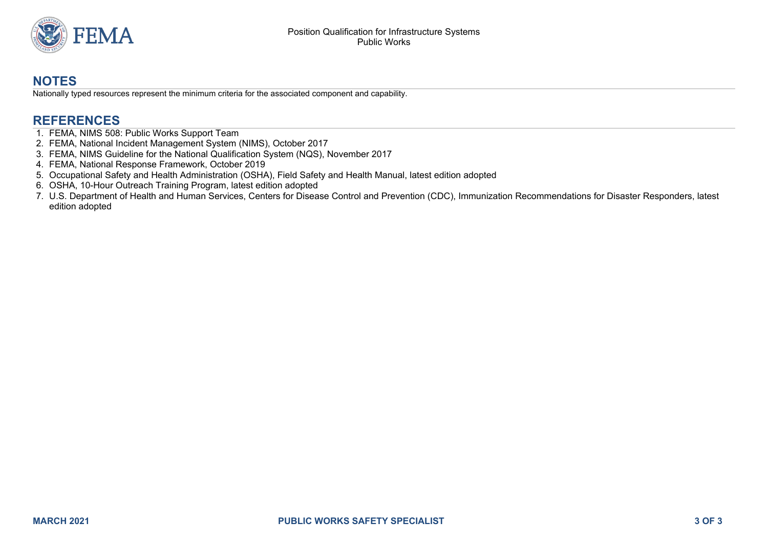## NOTES

Nationally typed resources represent the minimum criteria for the associated component and capability.

## REFERENCES

1. FEMA, NIMS 508: Public Works Support Team
2. FEMA, National Incident Management System (NIMS), October 2017
3. FEMA, NIMS Guideline for the National Qualification System (NQS), November 2017
4. FEMA, National Response Framework, October 2019
5. Occupational Safety and Health Administration (OSHA), Field Safety and Health Manual, latest edition adopted
6. OSHA, 10-Hour Outreach Training Program, latest edition adopted
7. U.S. Department of Health and Human Services, Centers for Disease Control and Prevention (CDC), Immunization Recommendations for Disaster Responders, latest edition adopted